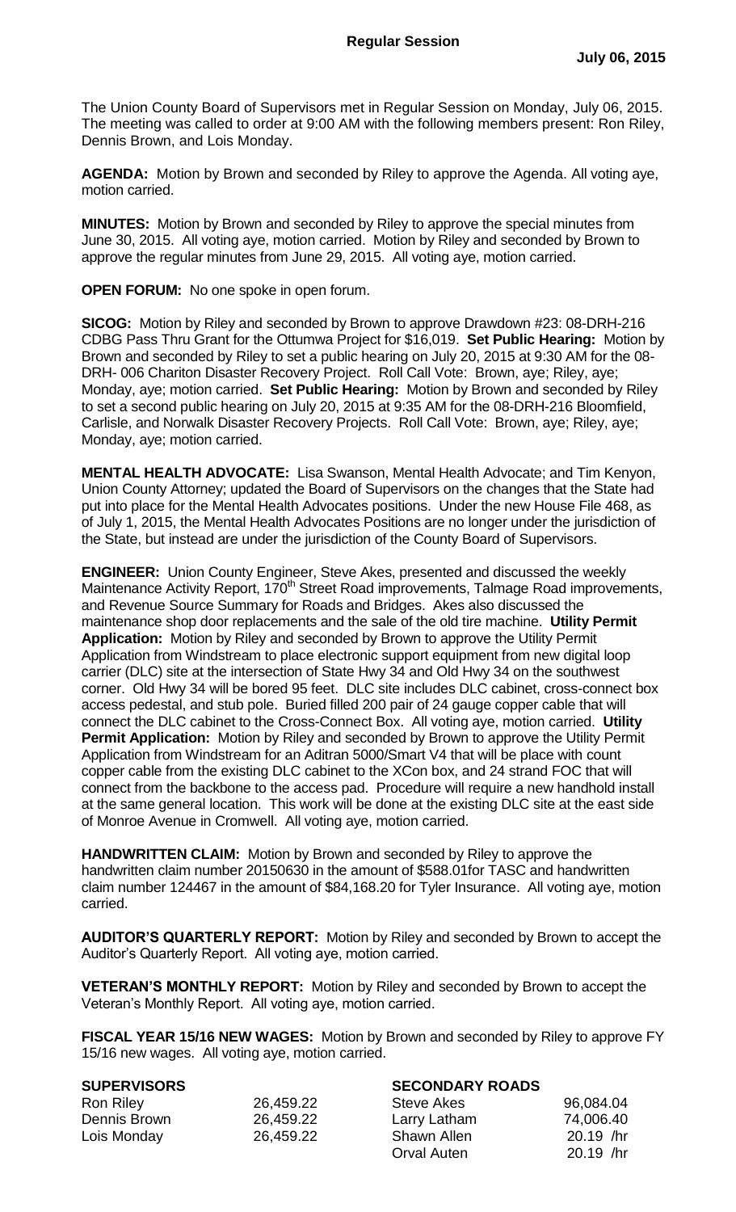## Regular Session

**July 06, 2015**

The Union County Board of Supervisors met in Regular Session on Monday, July 06, 2015. The meeting was called to order at 9:00 AM with the following members present: Ron Riley, Dennis Brown, and Lois Monday.

**AGENDA:** Motion by Brown and seconded by Riley to approve the Agenda. All voting aye, motion carried.

**MINUTES:** Motion by Brown and seconded by Riley to approve the special minutes from June 30, 2015. All voting aye, motion carried. Motion by Riley and seconded by Brown to approve the regular minutes from June 29, 2015. All voting aye, motion carried.

**OPEN FORUM:** No one spoke in open forum.

**SICOG:** Motion by Riley and seconded by Brown to approve Drawdown #23: 08-DRH-216 CDBG Pass Thru Grant for the Ottumwa Project for $16,019. **Set Public Hearing:** Motion by Brown and seconded by Riley to set a public hearing on July 20, 2015 at 9:30 AM for the 08-DRH- 006 Chariton Disaster Recovery Project. Roll Call Vote: Brown, aye; Riley, aye; Monday, aye; motion carried. **Set Public Hearing:** Motion by Brown and seconded by Riley to set a second public hearing on July 20, 2015 at 9:35 AM for the 08-DRH-216 Bloomfield, Carlisle, and Norwalk Disaster Recovery Projects. Roll Call Vote: Brown, aye; Riley, aye; Monday, aye; motion carried.

**MENTAL HEALTH ADVOCATE:** Lisa Swanson, Mental Health Advocate; and Tim Kenyon, Union County Attorney; updated the Board of Supervisors on the changes that the State had put into place for the Mental Health Advocates positions. Under the new House File 468, as of July 1, 2015, the Mental Health Advocates Positions are no longer under the jurisdiction of the State, but instead are under the jurisdiction of the County Board of Supervisors.

**ENGINEER:** Union County Engineer, Steve Akes, presented and discussed the weekly Maintenance Activity Report, 170th Street Road improvements, Talmage Road improvements, and Revenue Source Summary for Roads and Bridges. Akes also discussed the maintenance shop door replacements and the sale of the old tire machine. **Utility Permit Application:** Motion by Riley and seconded by Brown to approve the Utility Permit Application from Windstream to place electronic support equipment from new digital loop carrier (DLC) site at the intersection of State Hwy 34 and Old Hwy 34 on the southwest corner. Old Hwy 34 will be bored 95 feet. DLC site includes DLC cabinet, cross-connect box access pedestal, and stub pole. Buried filled 200 pair of 24 gauge copper cable that will connect the DLC cabinet to the Cross-Connect Box. All voting aye, motion carried. **Utility Permit Application:** Motion by Riley and seconded by Brown to approve the Utility Permit Application from Windstream for an Aditran 5000/Smart V4 that will be place with count copper cable from the existing DLC cabinet to the XCon box, and 24 strand FOC that will connect from the backbone to the access pad. Procedure will require a new handhold install at the same general location. This work will be done at the existing DLC site at the east side of Monroe Avenue in Cromwell. All voting aye, motion carried.

**HANDWRITTEN CLAIM:** Motion by Brown and seconded by Riley to approve the handwritten claim number 20150630 in the amount of $588.01for TASC and handwritten claim number 124467 in the amount of $84,168.20 for Tyler Insurance. All voting aye, motion carried.

**AUDITOR'S QUARTERLY REPORT:** Motion by Riley and seconded by Brown to accept the Auditor's Quarterly Report. All voting aye, motion carried.

**VETERAN'S MONTHLY REPORT:** Motion by Riley and seconded by Brown to accept the Veteran's Monthly Report. All voting aye, motion carried.

**FISCAL YEAR 15/16 NEW WAGES:** Motion by Brown and seconded by Riley to approve FY 15/16 new wages. All voting aye, motion carried.

| **SUPERVISORS** | | **SECONDARY ROADS** | |
|---|---|---|---|
| Ron Riley | 26,459.22 | Steve Akes | 96,084.04 |
| Dennis Brown | 26,459.22 | Larry Latham | 74,006.40 |
| Lois Monday | 26,459.22 | Shawn Allen | 20.19 /hr |
| | | Orval Auten | 20.19 /hr |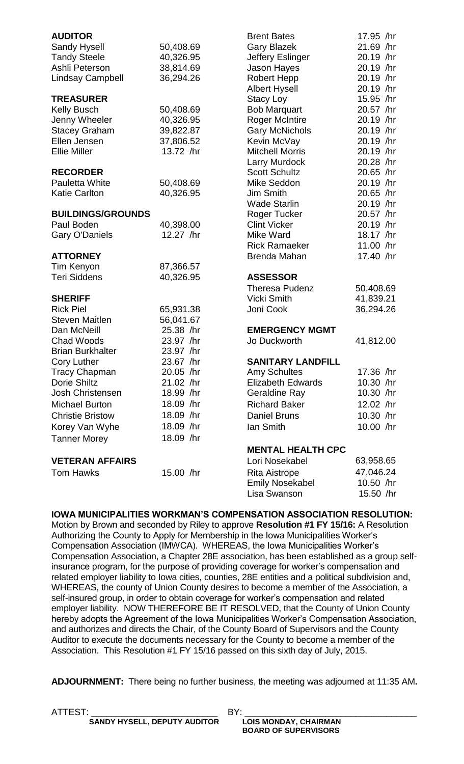**AUDITOR**

| | |
|---|---|
| Sandy Hysell | 50,408.69 |
| Tandy Steele | 40,326.95 |
| Ashli Peterson | 38,814.69 |
| Lindsay Campbell | 36,294.26 |

**TREASURER**

| | |
|---|---|
| Kelly Busch | 50,408.69 |
| Jenny Wheeler | 40,326.95 |
| Stacey Graham | 39,822.87 |
| Ellen Jensen | 37,806.52 |
| Ellie Miller | 13.72 /hr |

**RECORDER**

| | |
|---|---|
| Pauletta White | 50,408.69 |
| Katie Carlton | 40,326.95 |

**BUILDINGS/GROUNDS**

| | |
|---|---|
| Paul Boden | 40,398.00 |
| Gary O'Daniels | 12.27 /hr |

**ATTORNEY**

| | |
|---|---|
| Tim Kenyon | 87,366.57 |
| Teri Siddens | 40,326.95 |

**SHERIFF**

| | |
|---|---|
| Rick Piel | 65,931.38 |
| Steven Maitlen | 56,041.67 |
| Dan McNeill | 25.38 /hr |
| Chad Woods | 23.97 /hr |
| Brian Burkhalter | 23.97 /hr |
| Cory Luther | 23.67 /hr |
| Tracy Chapman | 20.05 /hr |
| Dorie Shiltz | 21.02 /hr |
| Josh Christensen | 18.99 /hr |
| Michael Burton | 18.09 /hr |
| Christie Bristow | 18.09 /hr |
| Korey Van Wyhe | 18.09 /hr |
| Tanner Morey | 18.09 /hr |

**VETERAN AFFAIRS**

| | |
|---|---|
| Tom Hawks | 15.00 /hr |

| | |
|---|---|
| Brent Bates | 17.95 /hr |
| Gary Blazek | 21.69 /hr |
| Jeffery Eslinger | 20.19 /hr |
| Jason Hayes | 20.19 /hr |
| Robert Hepp | 20.19 /hr |
| Albert Hysell | 20.19 /hr |
| Stacy Loy | 15.95 /hr |
| Bob Marquart | 20.57 /hr |
| Roger McIntire | 20.19 /hr |
| Gary McNichols | 20.19 /hr |
| Kevin McVay | 20.19 /hr |
| Mitchell Morris | 20.19 /hr |
| Larry Murdock | 20.28 /hr |
| Scott Schultz | 20.65 /hr |
| Mike Seddon | 20.19 /hr |
| Jim Smith | 20.65 /hr |
| Wade Starlin | 20.19 /hr |
| Roger Tucker | 20.57 /hr |
| Clint Vicker | 20.19 /hr |
| Mike Ward | 18.17 /hr |
| Rick Ramaeker | 11.00 /hr |
| Brenda Mahan | 17.40 /hr |

**ASSESSOR**

| | |
|---|---|
| Theresa Pudenz | 50,408.69 |
| Vicki Smith | 41,839.21 |
| Joni Cook | 36,294.26 |

**EMERGENCY MGMT**

| | |
|---|---|
| Jo Duckworth | 41,812.00 |

**SANITARY LANDFILL**

| | |
|---|---|
| Amy Schultes | 17.36 /hr |
| Elizabeth Edwards | 10.30 /hr |
| Geraldine Ray | 10.30 /hr |
| Richard Baker | 12.02 /hr |
| Daniel Bruns | 10.30 /hr |
| Ian Smith | 10.00 /hr |

**MENTAL HEALTH CPC**

| | |
|---|---|
| Lori Nosekabel | 63,958.65 |
| Rita Aistrope | 47,046.24 |
| Emily Nosekabel | 10.50 /hr |
| Lisa Swanson | 15.50 /hr |

**IOWA MUNICIPALITIES WORKMAN'S COMPENSATION ASSOCIATION RESOLUTION:** Motion by Brown and seconded by Riley to approve **Resolution #1 FY 15/16:** A Resolution Authorizing the County to Apply for Membership in the Iowa Municipalities Worker's Compensation Association (IMWCA). WHEREAS, the Iowa Municipalities Worker's Compensation Association, a Chapter 28E association, has been established as a group self-insurance program, for the purpose of providing coverage for worker's compensation and related employer liability to Iowa cities, counties, 28E entities and a political subdivision and, WHEREAS, the county of Union County desires to become a member of the Association, a self-insured group, in order to obtain coverage for worker's compensation and related employer liability. NOW THEREFORE BE IT RESOLVED, that the County of Union County hereby adopts the Agreement of the Iowa Municipalities Worker's Compensation Association, and authorizes and directs the Chair, of the County Board of Supervisors and the County Auditor to execute the documents necessary for the County to become a member of the Association. This Resolution #1 FY 15/16 passed on this sixth day of July, 2015.

**ADJOURNMENT:** There being no further business, the meeting was adjourned at 11:35 AM**.**

ATTEST: ___________________________ BY: ___________________________________

**SANDY HYSELL, DEPUTY AUDITOR** **LOIS MONDAY, CHAIRMAN**
**BOARD OF SUPERVISORS**